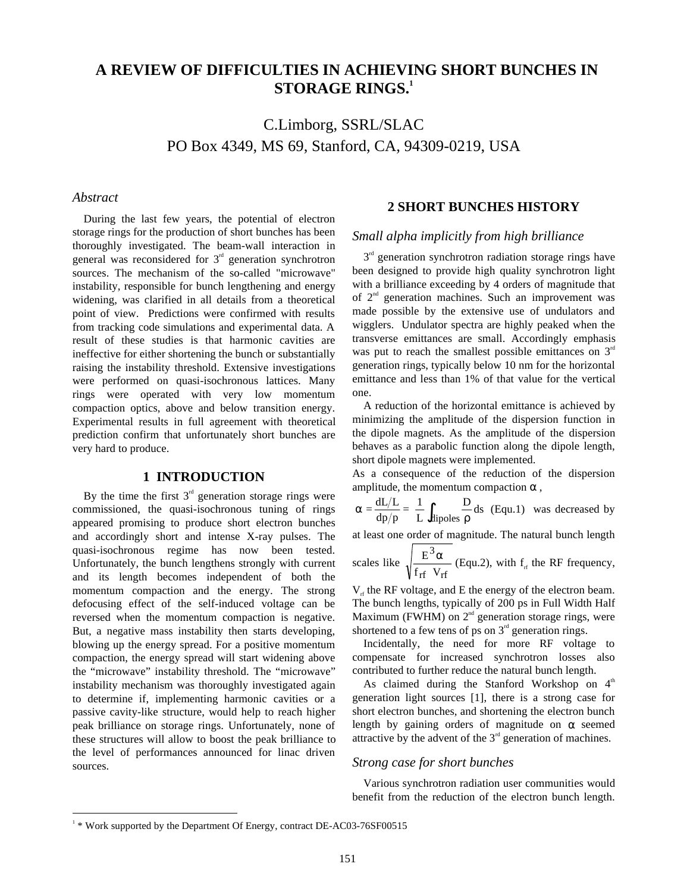# A REVIEW OF DIFFICULTIES IN ACHIEVING SHORT BUNCHES IN STORAGE RINGS.[1]

C.Limborg, SSRL/SLAC
PO Box 4349, MS 69, Stanford, CA, 94309-0219, USA

### *Abstract*

During the last few years, the potential of electron storage rings for the production of short bunches has been thoroughly investigated. The beam-wall interaction in general was reconsidered for 3rd generation synchrotron sources. The mechanism of the so-called "microwave" instability, responsible for bunch lengthening and energy widening, was clarified in all details from a theoretical point of view. Predictions were confirmed with results from tracking code simulations and experimental data. A result of these studies is that harmonic cavities are ineffective for either shortening the bunch or substantially raising the instability threshold. Extensive investigations were performed on quasi-isochronous lattices. Many rings were operated with very low momentum compaction optics, above and below transition energy. Experimental results in full agreement with theoretical prediction confirm that unfortunately short bunches are very hard to produce.

## 1 INTRODUCTION

By the time the first 3rd generation storage rings were commissioned, the quasi-isochronous tuning of rings appeared promising to produce short electron bunches and accordingly short and intense X-ray pulses. The quasi-isochronous regime has now been tested. Unfortunately, the bunch lengthens strongly with current and its length becomes independent of both the momentum compaction and the energy. The strong defocusing effect of the self-induced voltage can be reversed when the momentum compaction is negative. But, a negative mass instability then starts developing, blowing up the energy spread. For a positive momentum compaction, the energy spread will start widening above the "microwave" instability threshold. The "microwave" instability mechanism was thoroughly investigated again to determine if, implementing harmonic cavities or a passive cavity-like structure, would help to reach higher peak brilliance on storage rings. Unfortunately, none of these structures will allow to boost the peak brilliance to the level of performances announced for linac driven sources.

## 2 SHORT BUNCHES HISTORY

### *Small alpha implicitly from high brilliance*

3rd generation synchrotron radiation storage rings have been designed to provide high quality synchrotron light with a brilliance exceeding by 4 orders of magnitude that of 2nd generation machines. Such an improvement was made possible by the extensive use of undulators and wigglers. Undulator spectra are highly peaked when the transverse emittances are small. Accordingly emphasis was put to reach the smallest possible emittances on 3rd generation rings, typically below 10 nm for the horizontal emittance and less than 1% of that value for the vertical one.

A reduction of the horizontal emittance is achieved by minimizing the amplitude of the dispersion function in the dipole magnets. As the amplitude of the dispersion behaves as a parabolic function along the dipole length, short dipole magnets were implemented.

As a consequence of the reduction of the dispersion amplitude, the momentum compaction $\alpha$,

$$\alpha = \frac{dL/L}{dp/p} = \frac{1}{L}\int_{\text{dipoles}} \frac{D}{\rho}\, ds \quad \text{(Equ.1)}$$

was decreased by at least one order of magnitude. The natural bunch length scales like $\sqrt{\dfrac{E^3\alpha}{f_{rf}\;V_{rf}}}$ (Equ.2), with $f_{rf}$ the RF frequency, $V_{rf}$ the RF voltage, and E the energy of the electron beam. The bunch lengths, typically of 200 ps in Full Width Half Maximum (FWHM) on 2nd generation storage rings, were shortened to a few tens of ps on 3rd generation rings.

Incidentally, the need for more RF voltage to compensate for increased synchrotron losses also contributed to further reduce the natural bunch length.

As claimed during the Stanford Workshop on 4th generation light sources [1], there is a strong case for short electron bunches, and shortening the electron bunch length by gaining orders of magnitude on $\alpha$ seemed attractive by the advent of the 3rd generation of machines.

### *Strong case for short bunches*

Various synchrotron radiation user communities would benefit from the reduction of the electron bunch length.

[1] * Work supported by the Department Of Energy, contract DE-AC03-76SF00515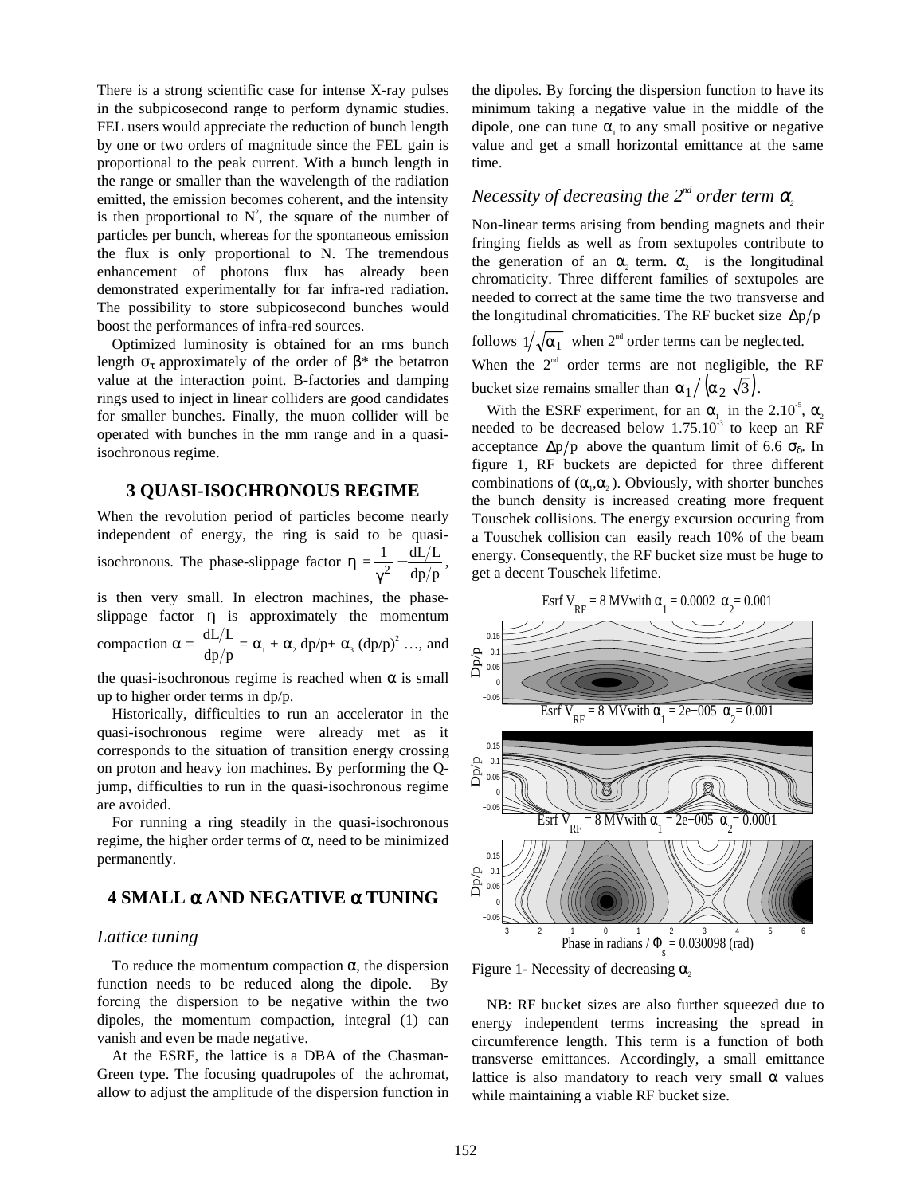There is a strong scientific case for intense X-ray pulses in the subpicosecond range to perform dynamic studies. FEL users would appreciate the reduction of bunch length by one or two orders of magnitude since the FEL gain is proportional to the peak current. With a bunch length in the range or smaller than the wavelength of the radiation emitted, the emission becomes coherent, and the intensity is then proportional to $N^2$, the square of the number of particles per bunch, whereas for the spontaneous emission the flux is only proportional to N. The tremendous enhancement of photons flux has already been demonstrated experimentally for far infra-red radiation. The possibility to store subpicosecond bunches would boost the performances of infra-red sources.

Optimized luminosity is obtained for an rms bunch length $\sigma_\tau$ approximately of the order of $\beta^*$ the betatron value at the interaction point. B-factories and damping rings used to inject in linear colliders are good candidates for smaller bunches. Finally, the muon collider will be operated with bunches in the mm range and in a quasi-isochronous regime.

## 3 QUASI-ISOCHRONOUS REGIME

When the revolution period of particles become nearly independent of energy, the ring is said to be quasi-isochronous. The phase-slippage factor $\eta = \frac{1}{\gamma^2} - \frac{dL/L}{dp/p}$, is then very small. In electron machines, the phase-slippage factor $\eta$ is approximately the momentum compaction $\alpha = \frac{dL/L}{dp/p} = \alpha_1 + \alpha_2\, dp/p + \alpha_3\, (dp/p)^2$ …, and the quasi-isochronous regime is reached when $\alpha$ is small up to higher order terms in dp/p.

Historically, difficulties to run an accelerator in the quasi-isochronous regime were already met as it corresponds to the situation of transition energy crossing on proton and heavy ion machines. By performing the Q-jump, difficulties to run in the quasi-isochronous regime are avoided.

For running a ring steadily in the quasi-isochronous regime, the higher order terms of $\alpha$, need to be minimized permanently.

## 4 SMALL $\alpha$ AND NEGATIVE $\alpha$ TUNING

### *Lattice tuning*

To reduce the momentum compaction $\alpha$, the dispersion function needs to be reduced along the dipole. By forcing the dispersion to be negative within the two dipoles, the momentum compaction, integral (1) can vanish and even be made negative.

At the ESRF, the lattice is a DBA of the Chasman-Green type. The focusing quadrupoles of the achromat, allow to adjust the amplitude of the dispersion function in the dipoles. By forcing the dispersion function to have its minimum taking a negative value in the middle of the dipole, one can tune $\alpha_1$ to any small positive or negative value and get a small horizontal emittance at the same time.

### *Necessity of decreasing the 2nd order term $\alpha_2$*

Non-linear terms arising from bending magnets and their fringing fields as well as from sextupoles contribute to the generation of an $\alpha_2$ term. $\alpha_2$ is the longitudinal chromaticity. Three different families of sextupoles are needed to correct at the same time the two transverse and the longitudinal chromaticities. The RF bucket size $\Delta p/p$ follows $1/\sqrt{\alpha_1}$ when 2nd order terms can be neglected. When the 2nd order terms are not negligible, the RF bucket size remains smaller than $\alpha_1/(\alpha_2\sqrt{3})$.

With the ESRF experiment, for an $\alpha_1$ in the $2.10^{-5}$, $\alpha_2$ needed to be decreased below $1.75.10^{-3}$ to keep an RF acceptance $\Delta p/p$ above the quantum limit of 6.6 $\sigma_\delta$. In figure 1, RF buckets are depicted for three different combinations of ($\alpha_1$,$\alpha_2$). Obviously, with shorter bunches the bunch density is increased creating more frequent Touschek collisions. The energy excursion occuring from a Touschek collision can easily reach 10% of the beam energy. Consequently, the RF bucket size must be huge to get a decent Touschek lifetime.

Figure 1- Necessity of decreasing $\alpha_2$

NB: RF bucket sizes are also further squeezed due to energy independent terms increasing the spread in circumference length. This term is a function of both transverse emittances. Accordingly, a small emittance lattice is also mandatory to reach very small $\alpha$ values while maintaining a viable RF bucket size.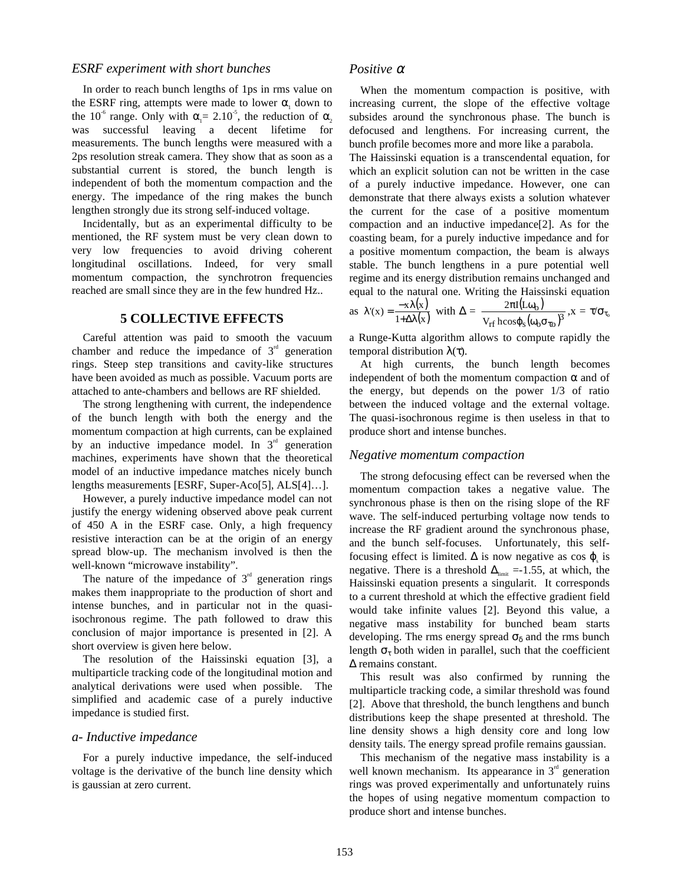### *ESRF experiment with short bunches*

In order to reach bunch lengths of 1ps in rms value on the ESRF ring, attempts were made to lower $\alpha_1$ down to the $10^{-6}$ range. Only with $\alpha_1 = 2.10^{-5}$, the reduction of $\alpha_2$ was successful leaving a decent lifetime for measurements. The bunch lengths were measured with a 2ps resolution streak camera. They show that as soon as a substantial current is stored, the bunch length is independent of both the momentum compaction and the energy. The impedance of the ring makes the bunch lengthen strongly due its strong self-induced voltage.

Incidentally, but as an experimental difficulty to be mentioned, the RF system must be very clean down to very low frequencies to avoid driving coherent longitudinal oscillations. Indeed, for very small momentum compaction, the synchrotron frequencies reached are small since they are in the few hundred Hz..

## 5 COLLECTIVE EFFECTS

Careful attention was paid to smooth the vacuum chamber and reduce the impedance of 3rd generation rings. Steep step transitions and cavity-like structures have been avoided as much as possible. Vacuum ports are attached to ante-chambers and bellows are RF shielded.

The strong lengthening with current, the independence of the bunch length with both the energy and the momentum compaction at high currents, can be explained by an inductive impedance model. In 3rd generation machines, experiments have shown that the theoretical model of an inductive impedance matches nicely bunch lengths measurements [ESRF, Super-Aco[5], ALS[4]…].

However, a purely inductive impedance model can not justify the energy widening observed above peak current of 450 A in the ESRF case. Only, a high frequency resistive interaction can be at the origin of an energy spread blow-up. The mechanism involved is then the well-known "microwave instability".

The nature of the impedance of 3rd generation rings makes them inappropriate to the production of short and intense bunches, and in particular not in the quasi-isochronous regime. The path followed to draw this conclusion of major importance is presented in [2]. A short overview is given here below.

The resolution of the Haissinski equation [3], a multiparticle tracking code of the longitudinal motion and analytical derivations were used when possible. The simplified and academic case of a purely inductive impedance is studied first.

### *a- Inductive impedance*

For a purely inductive impedance, the self-induced voltage is the derivative of the bunch line density which is gaussian at zero current.

### *Positive $\alpha$*

When the momentum compaction is positive, with increasing current, the slope of the effective voltage subsides around the synchronous phase. The bunch is defocused and lengthens. For increasing current, the bunch profile becomes more and more like a parabola.

The Haissinski equation is a transcendental equation, for which an explicit solution can not be written in the case of a purely inductive impedance. However, one can demonstrate that there always exists a solution whatever the current for the case of a positive momentum compaction and an inductive impedance[2]. As for the coasting beam, for a purely inductive impedance and for a positive momentum compaction, the beam is always stable. The bunch lengthens in a pure potential well regime and its energy distribution remains unchanged and equal to the natural one. Writing the Haissinski equation as $\lambda'(x) = \dfrac{-x\lambda(x)}{1+\Delta\lambda(x)}$ with $\Delta = \dfrac{2\pi I(L\omega_0)}{V_{rf}\, h\cos\varphi_s(\omega_0\sigma_{\tau 0})^3}$, $x = \tau/\sigma_{\tau_0}$ a Runge-Kutta algorithm allows to compute rapidly the temporal distribution $\lambda(\tau)$.

At high currents, the bunch length becomes independent of both the momentum compaction $\alpha$ and of the energy, but depends on the power 1/3 of ratio between the induced voltage and the external voltage. The quasi-isochronous regime is then useless in that to produce short and intense bunches.

### *Negative momentum compaction*

The strong defocusing effect can be reversed when the momentum compaction takes a negative value. The synchronous phase is then on the rising slope of the RF wave. The self-induced perturbing voltage now tends to increase the RF gradient around the synchronous phase, and the bunch self-focuses. Unfortunately, this self-focusing effect is limited. $\Delta$ is now negative as $\cos\varphi_s$ is negative. There is a threshold $\Delta_{limit} = -1.55$, at which, the Haissinski equation presents a singularit. It corresponds to a current threshold at which the effective gradient field would take infinite values [2]. Beyond this value, a negative mass instability for bunched beam starts developing. The rms energy spread $\sigma_\delta$ and the rms bunch length $\sigma_\tau$ both widen in parallel, such that the coefficient $\Delta$ remains constant.

This result was also confirmed by running the multiparticle tracking code, a similar threshold was found [2]. Above that threshold, the bunch lengthens and bunch distributions keep the shape presented at threshold. The line density shows a high density core and long low density tails. The energy spread profile remains gaussian.

This mechanism of the negative mass instability is a well known mechanism. Its appearance in 3rd generation rings was proved experimentally and unfortunately ruins the hopes of using negative momentum compaction to produce short and intense bunches.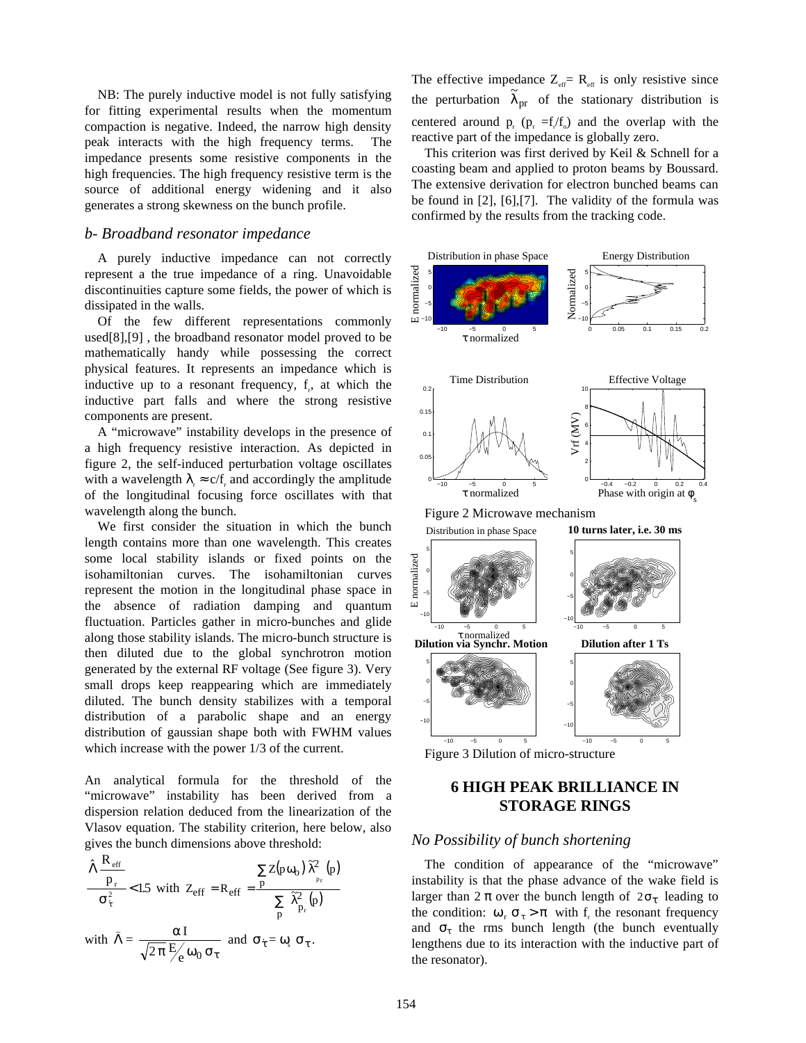NB: The purely inductive model is not fully satisfying for fitting experimental results when the momentum compaction is negative. Indeed, the narrow high density peak interacts with the high frequency terms. The impedance presents some resistive components in the high frequencies. The high frequency resistive term is the source of additional energy widening and it also generates a strong skewness on the bunch profile.

### *b- Broadband resonator impedance*

A purely inductive impedance can not correctly represent a the true impedance of a ring. Unavoidable discontinuities capture some fields, the power of which is dissipated in the walls.

Of the few different representations commonly used[8],[9] , the broadband resonator model proved to be mathematically handy while possessing the correct physical features. It represents an impedance which is inductive up to a resonant frequency, $f_r$, at which the inductive part falls and where the strong resistive components are present.

A "microwave" instability develops in the presence of a high frequency resistive interaction. As depicted in figure 2, the self-induced perturbation voltage oscillates with a wavelength $\lambda_r \approx c/f_r$ and accordingly the amplitude of the longitudinal focusing force oscillates with that wavelength along the bunch.

We first consider the situation in which the bunch length contains more than one wavelength. This creates some local stability islands or fixed points on the isohamiltonian curves. The isohamiltonian curves represent the motion in the longitudinal phase space in the absence of radiation damping and quantum fluctuation. Particles gather in micro-bunches and glide along those stability islands. The micro-bunch structure is then diluted due to the global synchrotron motion generated by the external RF voltage (See figure 3). Very small drops keep reappearing which are immediately diluted. The bunch density stabilizes with a temporal distribution of a parabolic shape and an energy distribution of gaussian shape both with FWHM values which increase with the power 1/3 of the current.

An analytical formula for the threshold of the "microwave" instability has been derived from a dispersion relation deduced from the linearization of the Vlasov equation. The stability criterion, here below, also gives the bunch dimensions above threshold:

$$\frac{\hat{\Lambda}\,\dfrac{R_{eff}}{p_r}}{\sigma_{\tau}^2} < 1.5 \quad \text{with} \quad Z_{eff} = R_{eff} = \frac{\sum_p Z(p\omega_0)\,\tilde{\lambda}^2_{p_r}(p)}{\sum_p \tilde{\lambda}^2_{p_r}(p)}$$

with $\hat{\Lambda} = \dfrac{\alpha I}{\sqrt{2\pi}\,\frac{E}{e}\,\omega_0\,\sigma_\tau}$ and $\sigma_{\bar{\tau}} = \omega_s\,\sigma_\tau$.

The effective impedance $Z_{eff} = R_{eff}$ is only resistive since the perturbation $\tilde{\lambda}_{pr}$ of the stationary distribution is centered around $p_r$ ($p_r = f_r/f_o$) and the overlap with the reactive part of the impedance is globally zero.

This criterion was first derived by Keil & Schnell for a coasting beam and applied to proton beams by Boussard. The extensive derivation for electron bunched beams can be found in [2], [6],[7]. The validity of the formula was confirmed by the results from the tracking code.

Figure 2 Microwave mechanism

Figure 3 Dilution of micro-structure

## 6 HIGH PEAK BRILLIANCE IN STORAGE RINGS

### *No Possibility of bunch shortening*

The condition of appearance of the "microwave" instability is that the phase advance of the wake field is larger than $2\pi$ over the bunch length of $2\sigma_\tau$ leading to the condition: $\omega_r\,\sigma_\tau > \pi$ with $f_r$ the resonant frequency and $\sigma_\tau$ the rms bunch length (the bunch eventually lengthens due to its interaction with the inductive part of the resonator).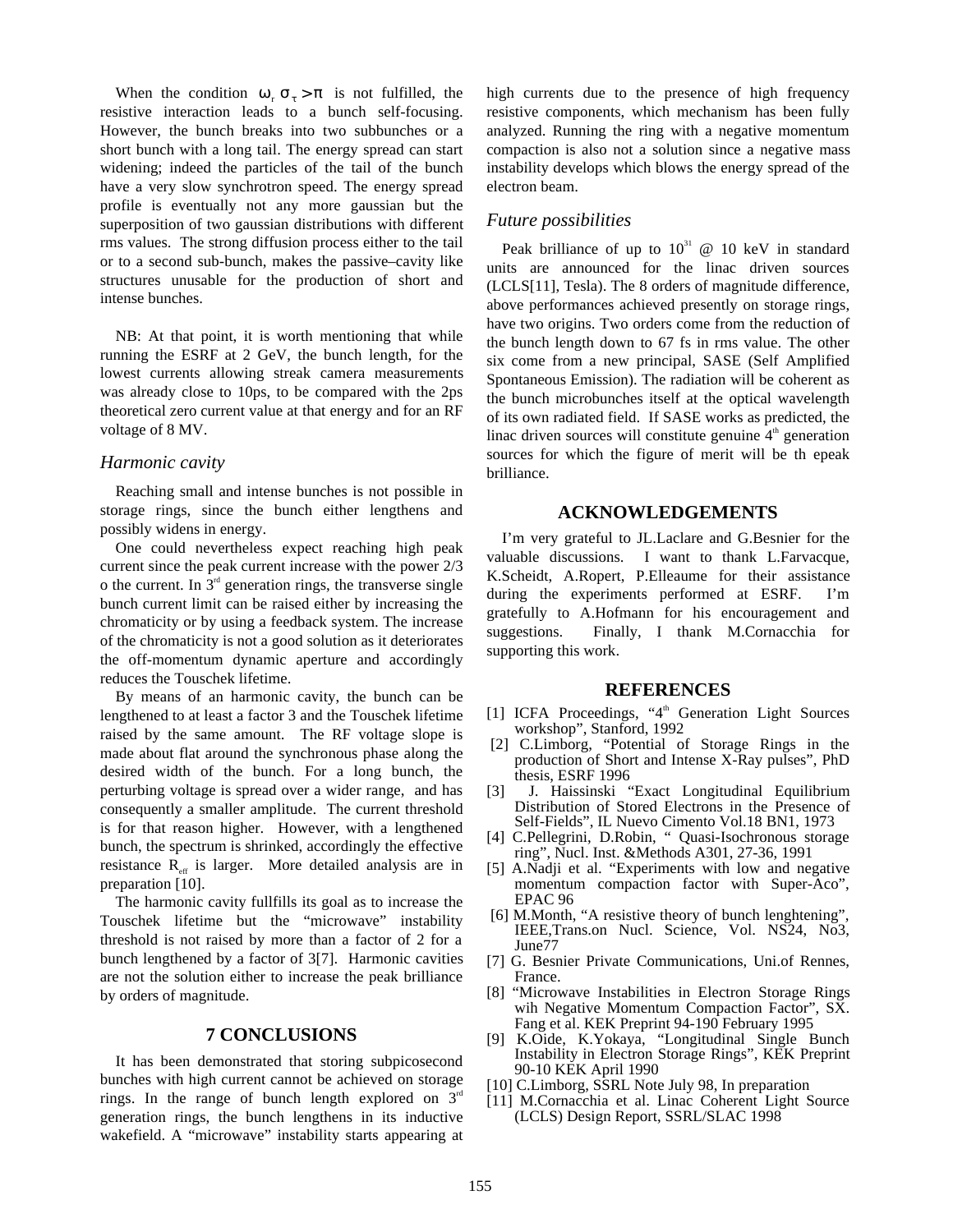When the condition $\omega_r \sigma_\tau > \pi$ is not fulfilled, the resistive interaction leads to a bunch self-focusing. However, the bunch breaks into two subbunches or a short bunch with a long tail. The energy spread can start widening; indeed the particles of the tail of the bunch have a very slow synchrotron speed. The energy spread profile is eventually not any more gaussian but the superposition of two gaussian distributions with different rms values. The strong diffusion process either to the tail or to a second sub-bunch, makes the passive–cavity like structures unusable for the production of short and intense bunches.

NB: At that point, it is worth mentioning that while running the ESRF at 2 GeV, the bunch length, for the lowest currents allowing streak camera measurements was already close to 10ps, to be compared with the 2ps theoretical zero current value at that energy and for an RF voltage of 8 MV.

### *Harmonic cavity*

Reaching small and intense bunches is not possible in storage rings, since the bunch either lengthens and possibly widens in energy.

One could nevertheless expect reaching high peak current since the peak current increase with the power 2/3 o the current. In $3^{rd}$ generation rings, the transverse single bunch current limit can be raised either by increasing the chromaticity or by using a feedback system. The increase of the chromaticity is not a good solution as it deteriorates the off-momentum dynamic aperture and accordingly reduces the Touschek lifetime.

By means of an harmonic cavity, the bunch can be lengthened to at least a factor 3 and the Touschek lifetime raised by the same amount. The RF voltage slope is made about flat around the synchronous phase along the desired width of the bunch. For a long bunch, the perturbing voltage is spread over a wider range, and has consequently a smaller amplitude. The current threshold is for that reason higher. However, with a lengthened bunch, the spectrum is shrinked, accordingly the effective resistance $R_{eff}$ is larger. More detailed analysis are in preparation [10].

The harmonic cavity fullfills its goal as to increase the Touschek lifetime but the "microwave" instability threshold is not raised by more than a factor of 2 for a bunch lengthened by a factor of 3[7]. Harmonic cavities are not the solution either to increase the peak brilliance by orders of magnitude.

## 7 CONCLUSIONS

It has been demonstrated that storing subpicosecond bunches with high current cannot be achieved on storage rings. In the range of bunch length explored on $3^{rd}$ generation rings, the bunch lengthens in its inductive wakefield. A "microwave" instability starts appearing at high currents due to the presence of high frequency resistive components, which mechanism has been fully analyzed. Running the ring with a negative momentum compaction is also not a solution since a negative mass instability develops which blows the energy spread of the electron beam.

### *Future possibilities*

Peak brilliance of up to $10^{31}$ @ 10 keV in standard units are announced for the linac driven sources (LCLS[11], Tesla). The 8 orders of magnitude difference, above performances achieved presently on storage rings, have two origins. Two orders come from the reduction of the bunch length down to 67 fs in rms value. The other six come from a new principal, SASE (Self Amplified Spontaneous Emission). The radiation will be coherent as the bunch microbunches itself at the optical wavelength of its own radiated field. If SASE works as predicted, the linac driven sources will constitute genuine $4^{th}$ generation sources for which the figure of merit will be th epeak brilliance.

## ACKNOWLEDGEMENTS

I'm very grateful to JL.Laclare and G.Besnier for the valuable discussions. I want to thank L.Farvacque, K.Scheidt, A.Ropert, P.Elleaume for their assistance during the experiments performed at ESRF. I'm gratefully to A.Hofmann for his encouragement and suggestions. Finally, I thank M.Cornacchia for supporting this work.

## REFERENCES

[1] ICFA Proceedings, "$4^{th}$ Generation Light Sources workshop", Stanford, 1992

[2] C.Limborg, "Potential of Storage Rings in the production of Short and Intense X-Ray pulses", PhD thesis, ESRF 1996

[3] J. Haissinski "Exact Longitudinal Equilibrium Distribution of Stored Electrons in the Presence of Self-Fields", IL Nuevo Cimento Vol.18 BN1, 1973

[4] C.Pellegrini, D.Robin, " Quasi-Isochronous storage ring", Nucl. Inst. &Methods A301, 27-36, 1991

[5] A.Nadji et al. "Experiments with low and negative momentum compaction factor with Super-Aco", EPAC 96

[6] M.Month, "A resistive theory of bunch lenghtening", IEEE,Trans.on Nucl. Science, Vol. NS24, No3, June77

[7] G. Besnier Private Communications, Uni.of Rennes, France.

[8] "Microwave Instabilities in Electron Storage Rings wih Negative Momentum Compaction Factor", SX. Fang et al. KEK Preprint 94-190 February 1995

[9] K.Oide, K.Yokaya, "Longitudinal Single Bunch Instability in Electron Storage Rings", KEK Preprint 90-10 KEK April 1990

[10] C.Limborg, SSRL Note July 98, In preparation

[11] M.Cornacchia et al. Linac Coherent Light Source (LCLS) Design Report, SSRL/SLAC 1998